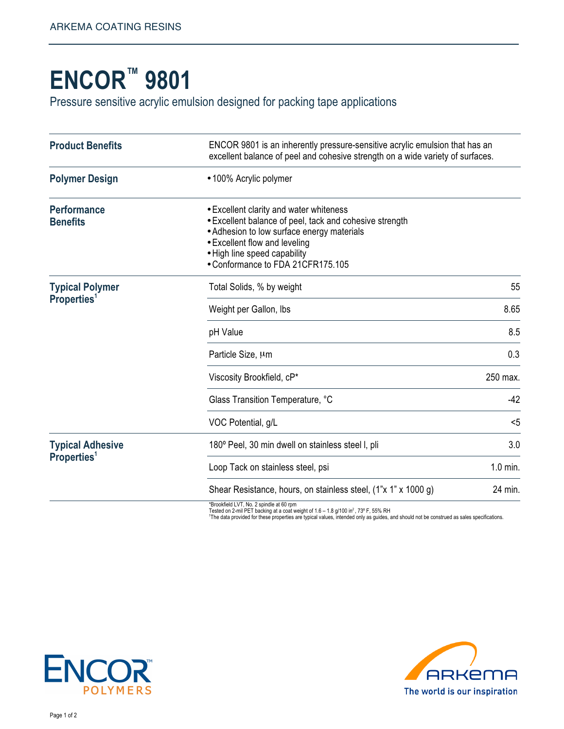ARKEMA COATING RESINS

# ENCOR™ 9801

Pressure sensitive acrylic emulsion designed for packing tape applications

| | |
|---|---|
| **Product Benefits** | ENCOR 9801 is an inherently pressure-sensitive acrylic emulsion that has an excellent balance of peel and cohesive strength on a wide variety of surfaces. |
| **Polymer Design** | • 100% Acrylic polymer |
| **Performance Benefits** | • Excellent clarity and water whiteness<br>• Excellent balance of peel, tack and cohesive strength<br>• Adhesion to low surface energy materials<br>• Excellent flow and leveling<br>• High line speed capability<br>• Conformance to FDA 21CFR175.105 |

| | | |
|---|---|---|
| **Typical Polymer Properties**[1] | Total Solids, % by weight | 55 |
| | Weight per Gallon, lbs | 8.65 |
| | pH Value | 8.5 |
| | Particle Size, µm | 0.3 |
| | Viscosity Brookfield, cP* | 250 max. |
| | Glass Transition Temperature, °C | -42 |
| | VOC Potential, g/L | <5 |
| **Typical Adhesive Properties**[1] | 180º Peel, 30 min dwell on stainless steel l, pli | 3.0 |
| | Loop Tack on stainless steel, psi | 1.0 min. |
| | Shear Resistance, hours, on stainless steel, (1"x 1" x 1000 g) | 24 min. |

*Brookfield LVT, No. 2 spindle at 60 rpm
Tested on 2-mil PET backing at a coat weight of 1.6 – 1.8 g/100 in$^2$, 73º F, 55% RH
[1]The data provided for these properties are typical values, intended only as guides, and should not be construed as sales specifications.

ENCOR™ POLYMERS

ARKEMA The world is our inspiration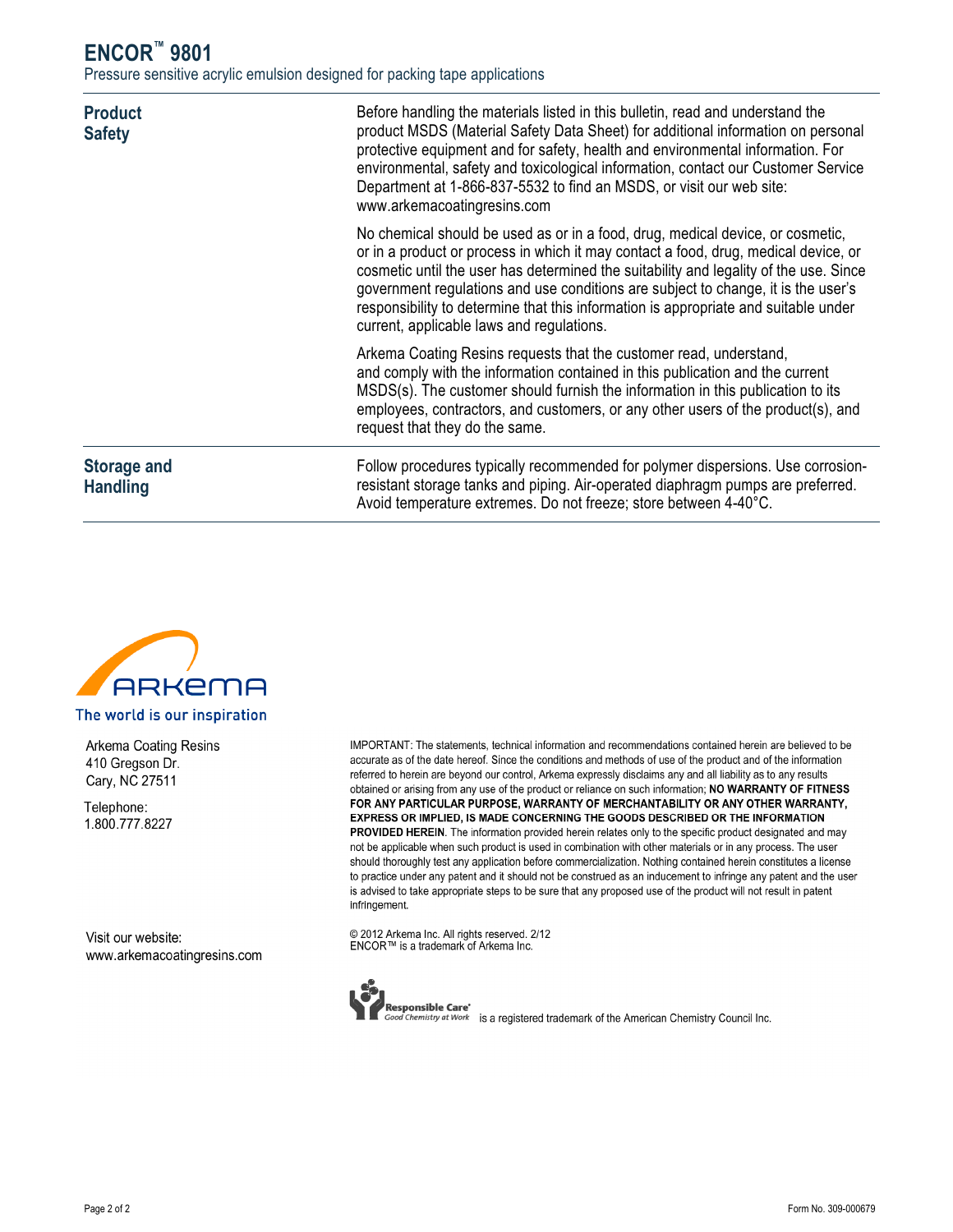# ENCOR™ 9801

Pressure sensitive acrylic emulsion designed for packing tape applications

## Product Safety

Before handling the materials listed in this bulletin, read and understand the product MSDS (Material Safety Data Sheet) for additional information on personal protective equipment and for safety, health and environmental information. For environmental, safety and toxicological information, contact our Customer Service Department at 1-866-837-5532 to find an MSDS, or visit our web site: www.arkemacoatingresins.com

No chemical should be used as or in a food, drug, medical device, or cosmetic, or in a product or process in which it may contact a food, drug, medical device, or cosmetic until the user has determined the suitability and legality of the use. Since government regulations and use conditions are subject to change, it is the user's responsibility to determine that this information is appropriate and suitable under current, applicable laws and regulations.

Arkema Coating Resins requests that the customer read, understand, and comply with the information contained in this publication and the current MSDS(s). The customer should furnish the information in this publication to its employees, contractors, and customers, or any other users of the product(s), and request that they do the same.

## Storage and Handling

Follow procedures typically recommended for polymer dispersions. Use corrosion-resistant storage tanks and piping. Air-operated diaphragm pumps are preferred. Avoid temperature extremes. Do not freeze; store between 4-40°C.

ARKEMA

The world is our inspiration

Arkema Coating Resins
410 Gregson Dr.
Cary, NC 27511

Telephone:
1.800.777.8227

Visit our website:
www.arkemacoatingresins.com

IMPORTANT: The statements, technical information and recommendations contained herein are believed to be accurate as of the date hereof. Since the conditions and methods of use of the product and of the information referred to herein are beyond our control, Arkema expressly disclaims any and all liability as to any results obtained or arising from any use of the product or reliance on such information; **NO WARRANTY OF FITNESS FOR ANY PARTICULAR PURPOSE, WARRANTY OF MERCHANTABILITY OR ANY OTHER WARRANTY, EXPRESS OR IMPLIED, IS MADE CONCERNING THE GOODS DESCRIBED OR THE INFORMATION PROVIDED HEREIN**. The information provided herein relates only to the specific product designated and may not be applicable when such product is used in combination with other materials or in any process. The user should thoroughly test any application before commercialization. Nothing contained herein constitutes a license to practice under any patent and it should not be construed as an inducement to infringe any patent and the user is advised to take appropriate steps to be sure that any proposed use of the product will not result in patent infringement.

© 2012 Arkema Inc. All rights reserved. 2/12
ENCOR™ is a trademark of Arkema Inc.

Responsible Care® Good Chemistry at Work is a registered trademark of the American Chemistry Council Inc.

Form No. 309-000679